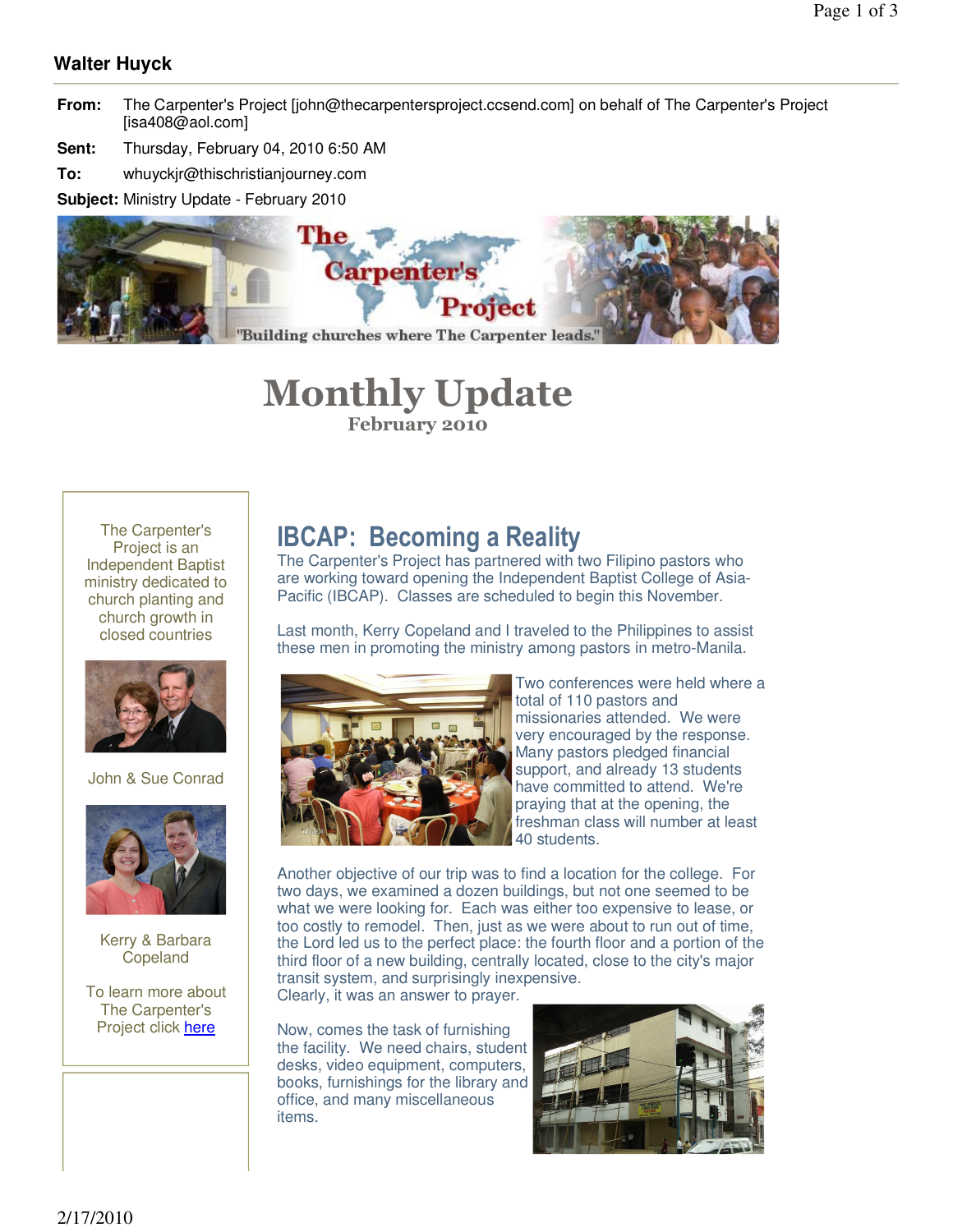**Walter Huyck**

**From:** The Carpenter's Project [john@thecarpentersproject.ccsend.com] on behalf of The Carpenter's Project [isa408@aol.com]

**Sent:** Thursday, February 04, 2010 6:50 AM

**To:** whuyckjr@thischristianjourney.com

**Subject:** Ministry Update - February 2010

The Carpenter's Project

"Building churches where The Carpenter leads."

# Monthly Update

**February 2010**

The Carpenter's Project is an Independent Baptist ministry dedicated to church planting and church growth in closed countries

John & Sue Conrad

Kerry & Barbara Copeland

To learn more about The Carpenter's Project click [here]

## IBCAP: Becoming a Reality

The Carpenter's Project has partnered with two Filipino pastors who are working toward opening the Independent Baptist College of Asia-Pacific (IBCAP). Classes are scheduled to begin this November.

Last month, Kerry Copeland and I traveled to the Philippines to assist these men in promoting the ministry among pastors in metro-Manila.

Two conferences were held where a total of 110 pastors and missionaries attended. We were very encouraged by the response. Many pastors pledged financial support, and already 13 students have committed to attend. We're praying that at the opening, the freshman class will number at least 40 students.

Another objective of our trip was to find a location for the college. For two days, we examined a dozen buildings, but not one seemed to be what we were looking for. Each was either too expensive to lease, or too costly to remodel. Then, just as we were about to run out of time, the Lord led us to the perfect place: the fourth floor and a portion of the third floor of a new building, centrally located, close to the city's major transit system, and surprisingly inexpensive.
Clearly, it was an answer to prayer.

Now, comes the task of furnishing the facility. We need chairs, student desks, video equipment, computers, books, furnishings for the library and office, and many miscellaneous items.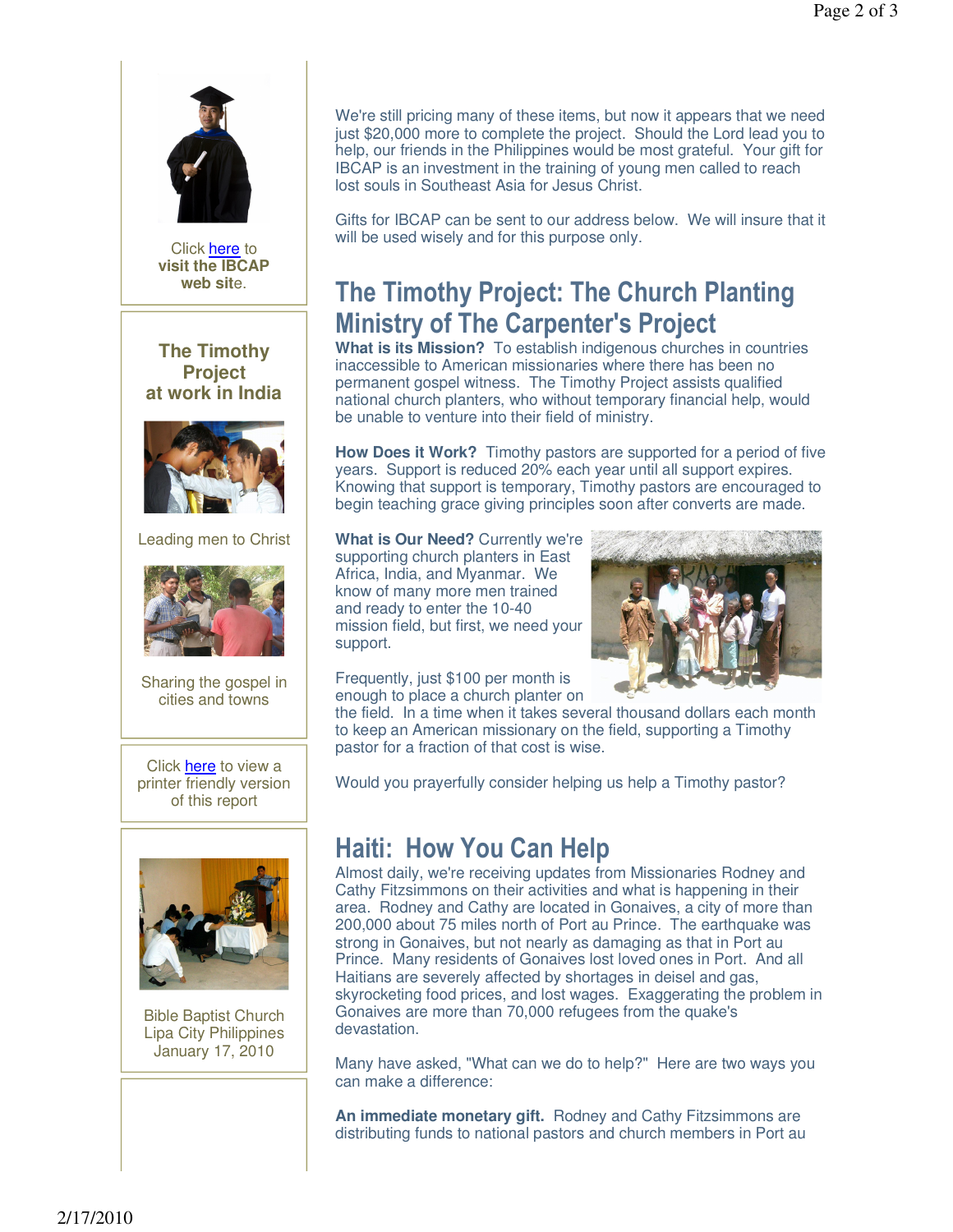Click here to **visit the IBCAP web site**.

**The Timothy Project at work in India**

Leading men to Christ

Sharing the gospel in cities and towns

Click here to view a printer friendly version of this report

Bible Baptist Church Lipa City Philippines January 17, 2010

We're still pricing many of these items, but now it appears that we need just $20,000 more to complete the project. Should the Lord lead you to help, our friends in the Philippines would be most grateful. Your gift for IBCAP is an investment in the training of young men called to reach lost souls in Southeast Asia for Jesus Christ.

Gifts for IBCAP can be sent to our address below. We will insure that it will be used wisely and for this purpose only.

## The Timothy Project: The Church Planting Ministry of The Carpenter's Project

**What is its Mission?** To establish indigenous churches in countries inaccessible to American missionaries where there has been no permanent gospel witness. The Timothy Project assists qualified national church planters, who without temporary financial help, would be unable to venture into their field of ministry.

**How Does it Work?** Timothy pastors are supported for a period of five years. Support is reduced 20% each year until all support expires. Knowing that support is temporary, Timothy pastors are encouraged to begin teaching grace giving principles soon after converts are made.

**What is Our Need?** Currently we're supporting church planters in East Africa, India, and Myanmar. We know of many more men trained and ready to enter the 10-40 mission field, but first, we need your support.

Frequently, just $100 per month is enough to place a church planter on the field. In a time when it takes several thousand dollars each month to keep an American missionary on the field, supporting a Timothy pastor for a fraction of that cost is wise.

Would you prayerfully consider helping us help a Timothy pastor?

## Haiti: How You Can Help

Almost daily, we're receiving updates from Missionaries Rodney and Cathy Fitzsimmons on their activities and what is happening in their area. Rodney and Cathy are located in Gonaives, a city of more than 200,000 about 75 miles north of Port au Prince. The earthquake was strong in Gonaives, but not nearly as damaging as that in Port au Prince. Many residents of Gonaives lost loved ones in Port. And all Haitians are severely affected by shortages in deisel and gas, skyrocketing food prices, and lost wages. Exaggerating the problem in Gonaives are more than 70,000 refugees from the quake's devastation.

Many have asked, "What can we do to help?" Here are two ways you can make a difference:

**An immediate monetary gift.** Rodney and Cathy Fitzsimmons are distributing funds to national pastors and church members in Port au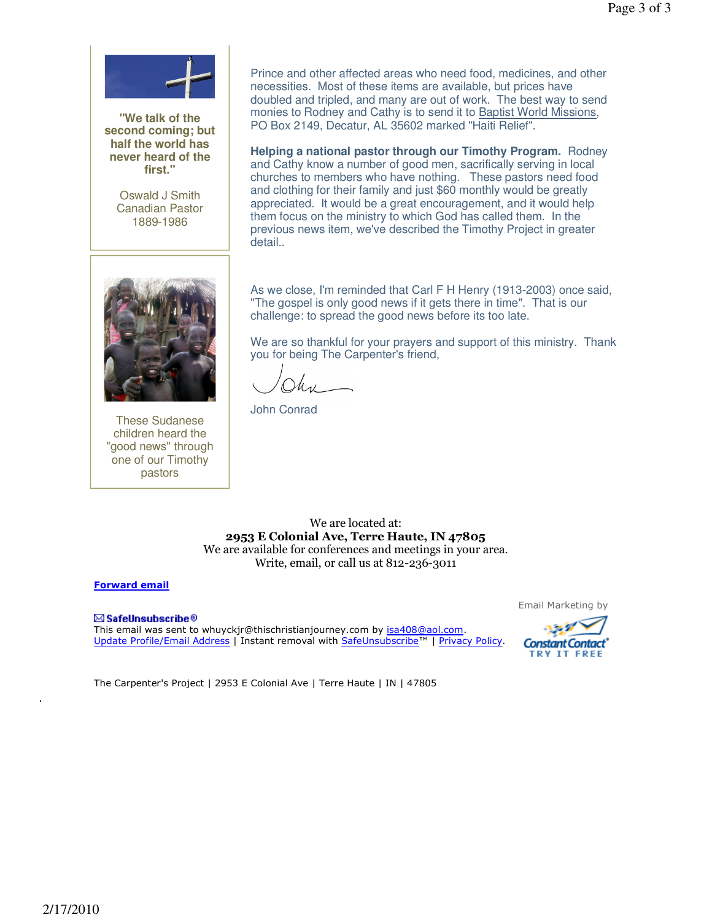**"We talk of the second coming; but half the world has never heard of the first."**

Oswald J Smith
Canadian Pastor
1889-1986

These Sudanese children heard the "good news" through one of our Timothy pastors

Prince and other affected areas who need food, medicines, and other necessities. Most of these items are available, but prices have doubled and tripled, and many are out of work. The best way to send monies to Rodney and Cathy is to send it to Baptist World Missions, PO Box 2149, Decatur, AL 35602 marked "Haiti Relief".

**Helping a national pastor through our Timothy Program.** Rodney and Cathy know a number of good men, sacrificially serving in local churches to members who have nothing. These pastors need food and clothing for their family and just $60 monthly would be greatly appreciated. It would be a great encouragement, and it would help them focus on the ministry to which God has called them. In the previous news item, we've described the Timothy Project in greater detail..

As we close, I'm reminded that Carl F H Henry (1913-2003) once said, "The gospel is only good news if it gets there in time". That is our challenge: to spread the good news before its too late.

We are so thankful for your prayers and support of this ministry. Thank you for being The Carpenter's friend,

John

John Conrad

We are located at:
**2953 E Colonial Ave, Terre Haute, IN 47805**
We are available for conferences and meetings in your area.
Write, email, or call us at 812-236-3011

**Forward email**

**SafeUnsubscribe®**
This email was sent to whuyckjr@thischristianjourney.com by isa408@aol.com.
Update Profile/Email Address | Instant removal with SafeUnsubscribe™ | Privacy Policy.

Email Marketing by Constant Contact TRY IT FREE

The Carpenter's Project | 2953 E Colonial Ave | Terre Haute | IN | 47805

2/17/2010